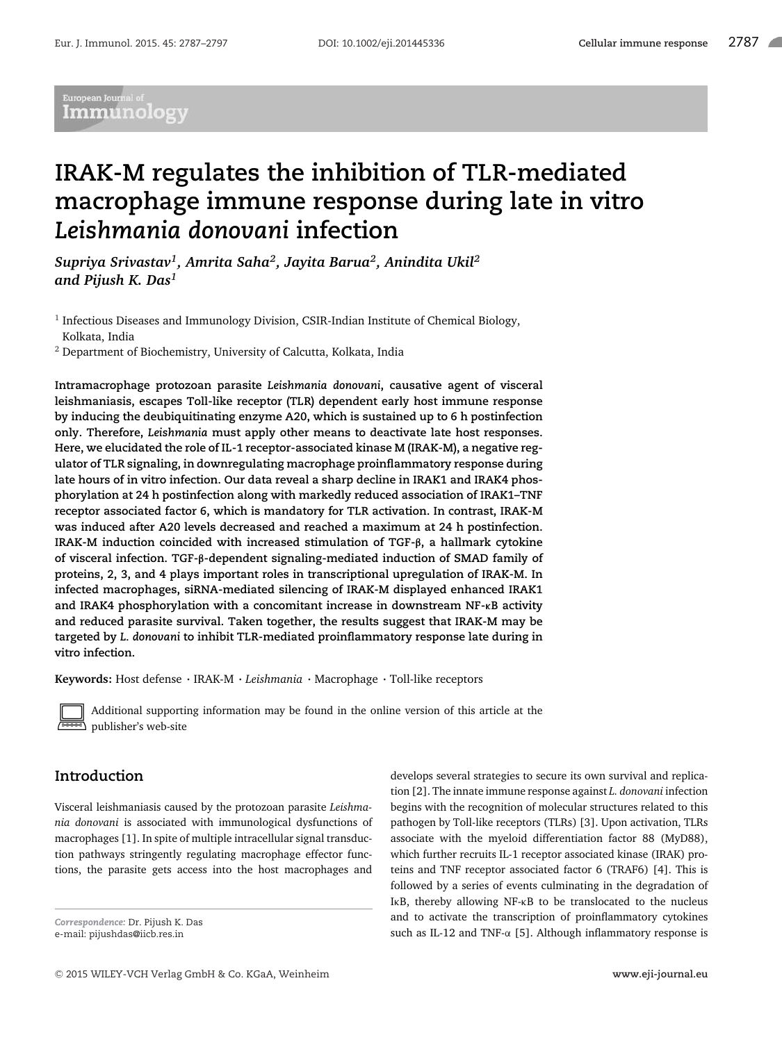# IRAK-M regulates the inhibition of TLR-mediated macrophage immune response during late in vitro *Leishmania donovani* infection

***Supriya Srivastav[1], Amrita Saha[2], Jayita Barua[2], Anindita Ukil[2] and Pijush K. Das[1]***

[1] Infectious Diseases and Immunology Division, CSIR-Indian Institute of Chemical Biology, Kolkata, India

[2] Department of Biochemistry, University of Calcutta, Kolkata, India

**Intramacrophage protozoan parasite *Leishmania donovani*, causative agent of visceral leishmaniasis, escapes Toll-like receptor (TLR) dependent early host immune response by inducing the deubiquitinating enzyme A20, which is sustained up to 6 h postinfection only. Therefore, *Leishmania* must apply other means to deactivate late host responses. Here, we elucidated the role of IL-1 receptor-associated kinase M (IRAK-M), a negative regulator of TLR signaling, in downregulating macrophage proinflammatory response during late hours of in vitro infection. Our data reveal a sharp decline in IRAK1 and IRAK4 phosphorylation at 24 h postinfection along with markedly reduced association of IRAK1–TNF receptor associated factor 6, which is mandatory for TLR activation. In contrast, IRAK-M was induced after A20 levels decreased and reached a maximum at 24 h postinfection. IRAK-M induction coincided with increased stimulation of TGF-β, a hallmark cytokine of visceral infection. TGF-β-dependent signaling-mediated induction of SMAD family of proteins, 2, 3, and 4 plays important roles in transcriptional upregulation of IRAK-M. In infected macrophages, siRNA-mediated silencing of IRAK-M displayed enhanced IRAK1 and IRAK4 phosphorylation with a concomitant increase in downstream NF-κB activity and reduced parasite survival. Taken together, the results suggest that IRAK-M may be targeted by *L. donovani* to inhibit TLR-mediated proinflammatory response late during in vitro infection.**

**Keywords:** Host defense · IRAK-M · *Leishmania* · Macrophage · Toll-like receptors

Additional supporting information may be found in the online version of this article at the publisher's web-site

## Introduction

Visceral leishmaniasis caused by the protozoan parasite *Leishmania donovani* is associated with immunological dysfunctions of macrophages [1]. In spite of multiple intracellular signal transduction pathways stringently regulating macrophage effector functions, the parasite gets access into the host macrophages and develops several strategies to secure its own survival and replication [2]. The innate immune response against *L. donovani* infection begins with the recognition of molecular structures related to this pathogen by Toll-like receptors (TLRs) [3]. Upon activation, TLRs associate with the myeloid differentiation factor 88 (MyD88), which further recruits IL-1 receptor associated kinase (IRAK) proteins and TNF receptor associated factor 6 (TRAF6) [4]. This is followed by a series of events culminating in the degradation of IκB, thereby allowing NF-κB to be translocated to the nucleus and to activate the transcription of proinflammatory cytokines such as IL-12 and TNF-α [5]. Although inflammatory response is

*Correspondence:* Dr. Pijush K. Das
e-mail: pijushdas@iicb.res.in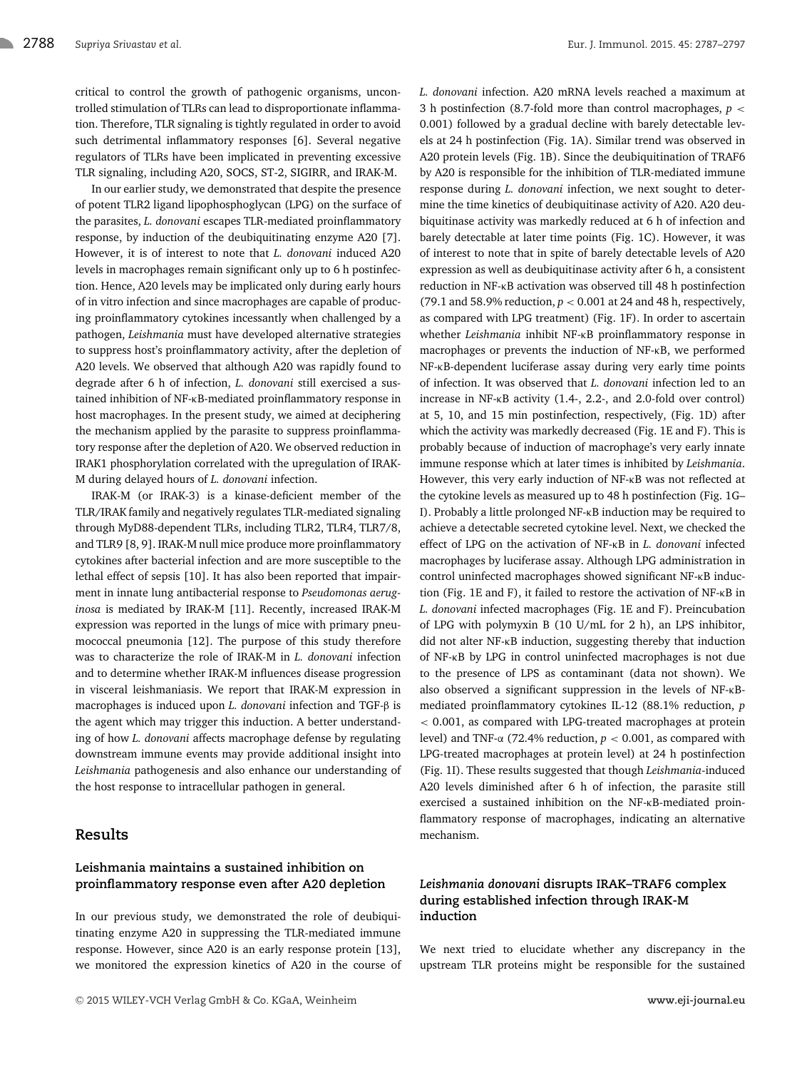critical to control the growth of pathogenic organisms, uncontrolled stimulation of TLRs can lead to disproportionate inflammation. Therefore, TLR signaling is tightly regulated in order to avoid such detrimental inflammatory responses [6]. Several negative regulators of TLRs have been implicated in preventing excessive TLR signaling, including A20, SOCS, ST-2, SIGIRR, and IRAK-M.

In our earlier study, we demonstrated that despite the presence of potent TLR2 ligand lipophosphoglycan (LPG) on the surface of the parasites, *L. donovani* escapes TLR-mediated proinflammatory response, by induction of the deubiquitinating enzyme A20 [7]. However, it is of interest to note that *L. donovani* induced A20 levels in macrophages remain significant only up to 6 h postinfection. Hence, A20 levels may be implicated only during early hours of in vitro infection and since macrophages are capable of producing proinflammatory cytokines incessantly when challenged by a pathogen, *Leishmania* must have developed alternative strategies to suppress host's proinflammatory activity, after the depletion of A20 levels. We observed that although A20 was rapidly found to degrade after 6 h of infection, *L. donovani* still exercised a sustained inhibition of NF-κB-mediated proinflammatory response in host macrophages. In the present study, we aimed at deciphering the mechanism applied by the parasite to suppress proinflammatory response after the depletion of A20. We observed reduction in IRAK1 phosphorylation correlated with the upregulation of IRAK-M during delayed hours of *L. donovani* infection.

IRAK-M (or IRAK-3) is a kinase-deficient member of the TLR/IRAK family and negatively regulates TLR-mediated signaling through MyD88-dependent TLRs, including TLR2, TLR4, TLR7/8, and TLR9 [8, 9]. IRAK-M null mice produce more proinflammatory cytokines after bacterial infection and are more susceptible to the lethal effect of sepsis [10]. It has also been reported that impairment in innate lung antibacterial response to *Pseudomonas aeruginosa* is mediated by IRAK-M [11]. Recently, increased IRAK-M expression was reported in the lungs of mice with primary pneumococcal pneumonia [12]. The purpose of this study therefore was to characterize the role of IRAK-M in *L. donovani* infection and to determine whether IRAK-M influences disease progression in visceral leishmaniasis. We report that IRAK-M expression in macrophages is induced upon *L. donovani* infection and TGF-β is the agent which may trigger this induction. A better understanding of how *L. donovani* affects macrophage defense by regulating downstream immune events may provide additional insight into *Leishmania* pathogenesis and also enhance our understanding of the host response to intracellular pathogen in general.

## Results

### Leishmania maintains a sustained inhibition on proinflammatory response even after A20 depletion

In our previous study, we demonstrated the role of deubiquitinating enzyme A20 in suppressing the TLR-mediated immune response. However, since A20 is an early response protein [13], we monitored the expression kinetics of A20 in the course of *L. donovani* infection. A20 mRNA levels reached a maximum at 3 h postinfection (8.7-fold more than control macrophages, $p < 0.001$) followed by a gradual decline with barely detectable levels at 24 h postinfection (Fig. 1A). Similar trend was observed in A20 protein levels (Fig. 1B). Since the deubiquitination of TRAF6 by A20 is responsible for the inhibition of TLR-mediated immune response during *L. donovani* infection, we next sought to determine the time kinetics of deubiquitinase activity of A20. A20 deubiquitinase activity was markedly reduced at 6 h of infection and barely detectable at later time points (Fig. 1C). However, it was of interest to note that in spite of barely detectable levels of A20 expression as well as deubiquitinase activity after 6 h, a consistent reduction in NF-κB activation was observed till 48 h postinfection (79.1 and 58.9% reduction, $p < 0.001$ at 24 and 48 h, respectively, as compared with LPG treatment) (Fig. 1F). In order to ascertain whether *Leishmania* inhibit NF-κB proinflammatory response in macrophages or prevents the induction of NF-κB, we performed NF-κB-dependent luciferase assay during very early time points of infection. It was observed that *L. donovani* infection led to an increase in NF-κB activity (1.4-, 2.2-, and 2.0-fold over control) at 5, 10, and 15 min postinfection, respectively, (Fig. 1D) after which the activity was markedly decreased (Fig. 1E and F). This is probably because of induction of macrophage's very early innate immune response which at later times is inhibited by *Leishmania*. However, this very early induction of NF-κB was not reflected at the cytokine levels as measured up to 48 h postinfection (Fig. 1G–I). Probably a little prolonged NF-κB induction may be required to achieve a detectable secreted cytokine level. Next, we checked the effect of LPG on the activation of NF-κB in *L. donovani* infected macrophages by luciferase assay. Although LPG administration in control uninfected macrophages showed significant NF-κB induction (Fig. 1E and F), it failed to restore the activation of NF-κB in *L. donovani* infected macrophages (Fig. 1E and F). Preincubation of LPG with polymyxin B (10 U/mL for 2 h), an LPS inhibitor, did not alter NF-κB induction, suggesting thereby that induction of NF-κB by LPG in control uninfected macrophages is not due to the presence of LPS as contaminant (data not shown). We also observed a significant suppression in the levels of NF-κB-mediated proinflammatory cytokines IL-12 (88.1% reduction, $p < 0.001$, as compared with LPG-treated macrophages at protein level) and TNF-α (72.4% reduction, $p < 0.001$, as compared with LPG-treated macrophages at protein level) at 24 h postinfection (Fig. 1I). These results suggested that though *Leishmania*-induced A20 levels diminished after 6 h of infection, the parasite still exercised a sustained inhibition on the NF-κB-mediated proinflammatory response of macrophages, indicating an alternative mechanism.

### *Leishmania donovani* disrupts IRAK–TRAF6 complex during established infection through IRAK-M induction

We next tried to elucidate whether any discrepancy in the upstream TLR proteins might be responsible for the sustained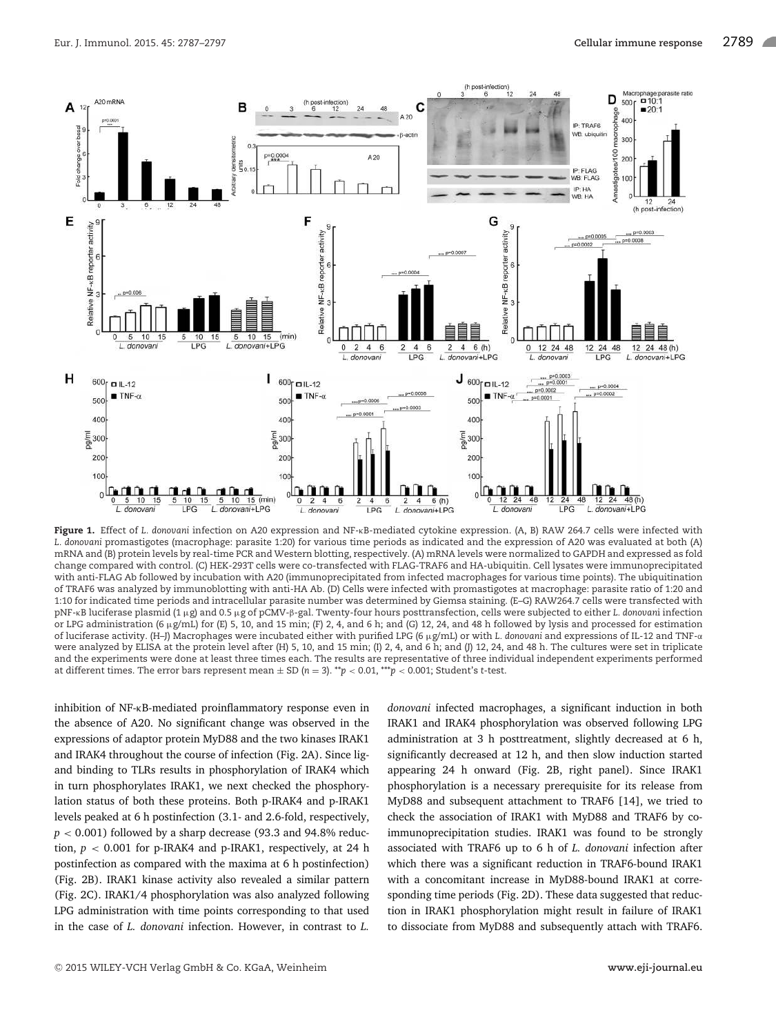**Figure 1.** Effect of *L. donovani* infection on A20 expression and NF-κB-mediated cytokine expression. (A, B) RAW 264.7 cells were infected with *L. donovani* promastigotes (macrophage: parasite 1:20) for various time periods as indicated and the expression of A20 was evaluated at both (A) mRNA and (B) protein levels by real-time PCR and Western blotting, respectively. (A) mRNA levels were normalized to GAPDH and expressed as fold change compared with control. (C) HEK-293T cells were co-transfected with FLAG-TRAF6 and HA-ubiquitin. Cell lysates were immunoprecipitated with anti-FLAG Ab followed by incubation with A20 (immunoprecipitated from infected macrophages for various time points). The ubiquitination of TRAF6 was analyzed by immunoblotting with anti-HA Ab. (D) Cells were infected with promastigotes at macrophage: parasite ratio of 1:20 and 1:10 for indicated time periods and intracellular parasite number was determined by Giemsa staining. (E–G) RAW264.7 cells were transfected with pNF-κB luciferase plasmid (1 μg) and 0.5 μg of pCMV-β-gal. Twenty-four hours posttransfection, cells were subjected to either *L. donovani* infection or LPG administration (6 μg/mL) for (E) 5, 10, and 15 min; (F) 2, 4, and 6 h; and (G) 12, 24, and 48 h followed by lysis and processed for estimation of luciferase activity. (H–J) Macrophages were incubated either with purified LPG (6 μg/mL) or with *L. donovani* and expressions of IL-12 and TNF-α were analyzed by ELISA at the protein level after (H) 5, 10, and 15 min; (I) 2, 4, and 6 h; and (J) 12, 24, and 48 h. The cultures were set in triplicate and the experiments were done at least three times each. The results are representative of three individual independent experiments performed at different times. The error bars represent mean ± SD ($n = 3$). **$p < 0.01$, ***$p < 0.001$; Student's *t*-test.

inhibition of NF-κB-mediated proinflammatory response even in the absence of A20. No significant change was observed in the expressions of adaptor protein MyD88 and the two kinases IRAK1 and IRAK4 throughout the course of infection (Fig. 2A). Since ligand binding to TLRs results in phosphorylation of IRAK4 which in turn phosphorylates IRAK1, we next checked the phosphorylation status of both these proteins. Both p-IRAK4 and p-IRAK1 levels peaked at 6 h postinfection (3.1- and 2.6-fold, respectively, $p < 0.001$) followed by a sharp decrease (93.3 and 94.8% reduction, $p < 0.001$ for p-IRAK4 and p-IRAK1, respectively, at 24 h postinfection as compared with the maxima at 6 h postinfection) (Fig. 2B). IRAK1 kinase activity also revealed a similar pattern (Fig. 2C). IRAK1/4 phosphorylation was also analyzed following LPG administration with time points corresponding to that used in the case of *L. donovani* infection. However, in contrast to *L. donovani* infected macrophages, a significant induction in both IRAK1 and IRAK4 phosphorylation was observed following LPG administration at 3 h posttreatment, slightly decreased at 6 h, significantly decreased at 12 h, and then slow induction started appearing 24 h onward (Fig. 2B, right panel). Since IRAK1 phosphorylation is a necessary prerequisite for its release from MyD88 and subsequent attachment to TRAF6 [14], we tried to check the association of IRAK1 with MyD88 and TRAF6 by co-immunoprecipitation studies. IRAK1 was found to be strongly associated with TRAF6 up to 6 h of *L. donovani* infection after which there was a significant reduction in TRAF6-bound IRAK1 with a concomitant increase in MyD88-bound IRAK1 at corresponding time periods (Fig. 2D). These data suggested that reduction in IRAK1 phosphorylation might result in failure of IRAK1 to dissociate from MyD88 and subsequently attach with TRAF6.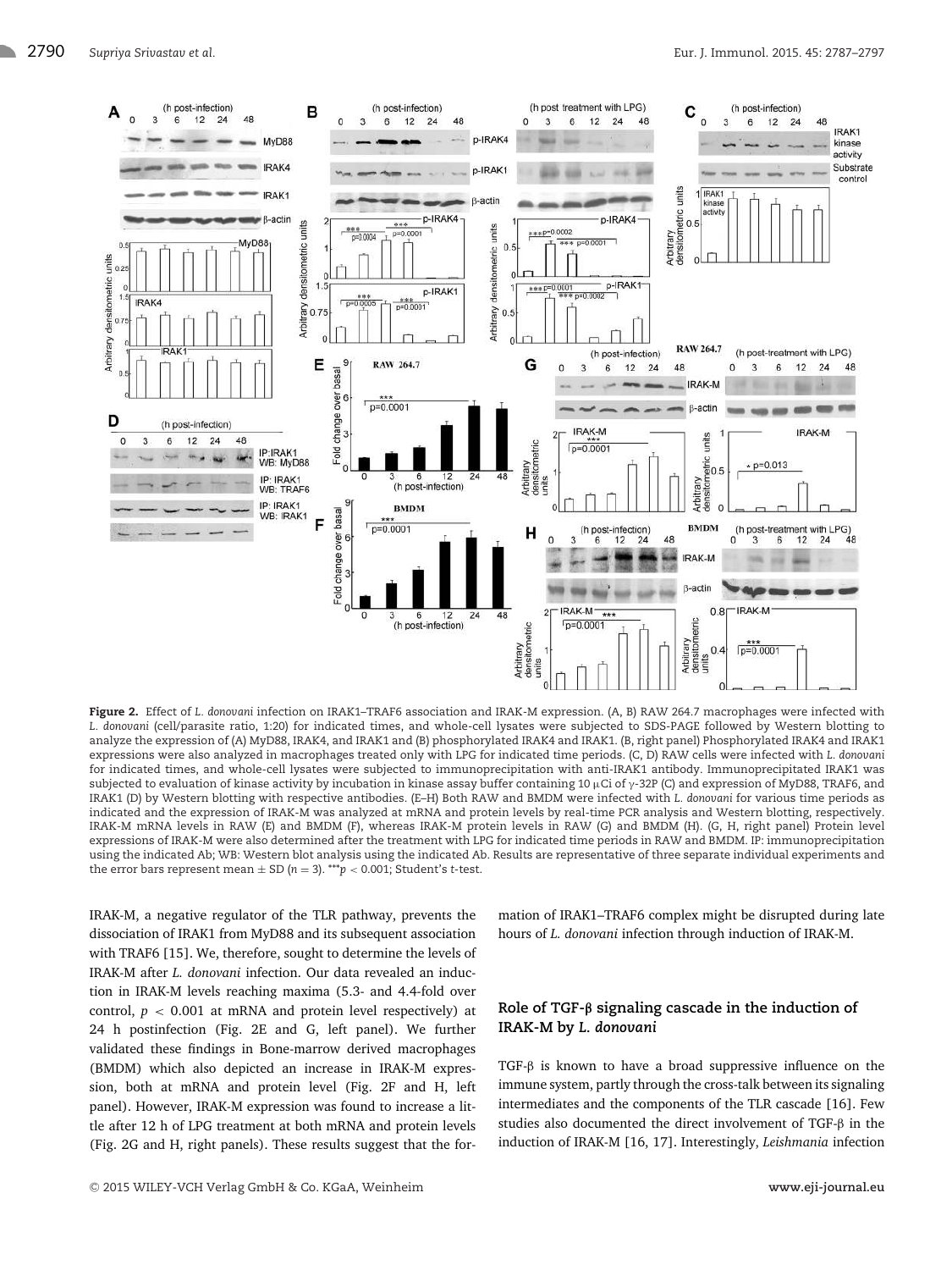**Figure 2.** Effect of *L. donovani* infection on IRAK1–TRAF6 association and IRAK-M expression. (A, B) RAW 264.7 macrophages were infected with *L. donovani* (cell/parasite ratio, 1:20) for indicated times, and whole-cell lysates were subjected to SDS-PAGE followed by Western blotting to analyze the expression of (A) MyD88, IRAK4, and IRAK1 and (B) phosphorylated IRAK4 and IRAK1. (B, right panel) Phosphorylated IRAK4 and IRAK1 expressions were also analyzed in macrophages treated only with LPG for indicated time periods. (C, D) RAW cells were infected with *L. donovani* for indicated times, and whole-cell lysates were subjected to immunoprecipitation with anti-IRAK1 antibody. Immunoprecipitated IRAK1 was subjected to evaluation of kinase activity by incubation in kinase assay buffer containing 10 μCi of γ-32P (C) and expression of MyD88, TRAF6, and IRAK1 (D) by Western blotting with respective antibodies. (E–H) Both RAW and BMDM were infected with *L. donovani* for various time periods as indicated and the expression of IRAK-M was analyzed at mRNA and protein levels by real-time PCR analysis and Western blotting, respectively. IRAK-M mRNA levels in RAW (E) and BMDM (F), whereas IRAK-M protein levels in RAW (G) and BMDM (H). (G, H, right panel) Protein level expressions of IRAK-M were also determined after the treatment with LPG for indicated time periods in RAW and BMDM. IP: immunoprecipitation using the indicated Ab; WB: Western blot analysis using the indicated Ab. Results are representative of three separate individual experiments and the error bars represent mean ± SD ($n = 3$). ***$p < 0.001$; Student's *t*-test.

IRAK-M, a negative regulator of the TLR pathway, prevents the dissociation of IRAK1 from MyD88 and its subsequent association with TRAF6 [15]. We, therefore, sought to determine the levels of IRAK-M after *L. donovani* infection. Our data revealed an induction in IRAK-M levels reaching maxima (5.3- and 4.4-fold over control, $p < 0.001$ at mRNA and protein level respectively) at 24 h postinfection (Fig. 2E and G, left panel). We further validated these findings in Bone-marrow derived macrophages (BMDM) which also depicted an increase in IRAK-M expression, both at mRNA and protein level (Fig. 2F and H, left panel). However, IRAK-M expression was found to increase a little after 12 h of LPG treatment at both mRNA and protein levels (Fig. 2G and H, right panels). These results suggest that the formation of IRAK1–TRAF6 complex might be disrupted during late hours of *L. donovani* infection through induction of IRAK-M.

## Role of TGF-β signaling cascade in the induction of IRAK-M by *L. donovani*

TGF-β is known to have a broad suppressive influence on the immune system, partly through the cross-talk between its signaling intermediates and the components of the TLR cascade [16]. Few studies also documented the direct involvement of TGF-β in the induction of IRAK-M [16, 17]. Interestingly, *Leishmania* infection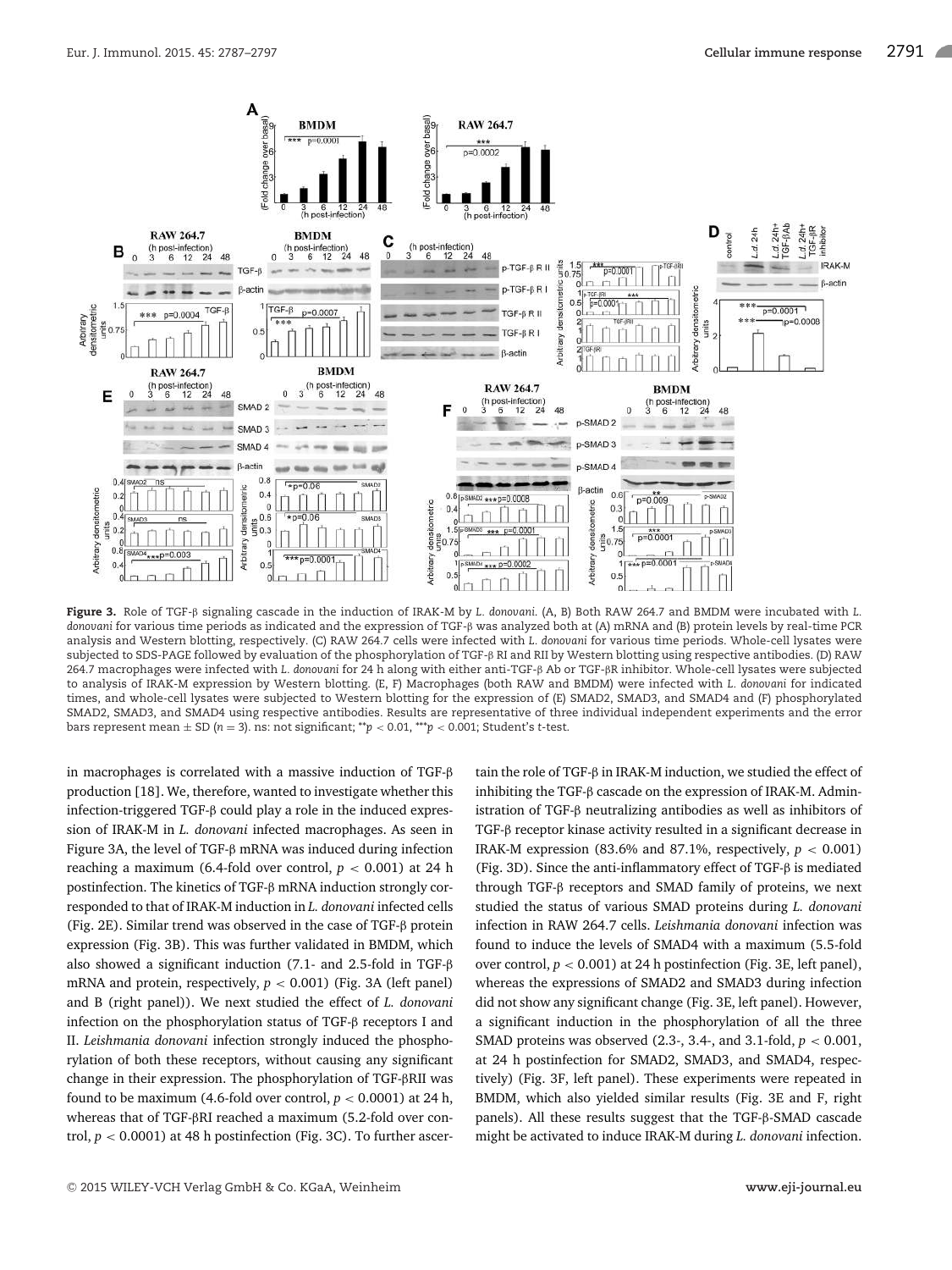**Figure 3.** Role of TGF-β signaling cascade in the induction of IRAK-M by *L. donovani*. (A, B) Both RAW 264.7 and BMDM were incubated with *L. donovani* for various time periods as indicated and the expression of TGF-β was analyzed both at (A) mRNA and (B) protein levels by real-time PCR analysis and Western blotting, respectively. (C) RAW 264.7 cells were infected with *L. donovani* for various time periods. Whole-cell lysates were subjected to SDS-PAGE followed by evaluation of the phosphorylation of TGF-β RI and RII by Western blotting using respective antibodies. (D) RAW 264.7 macrophages were infected with *L. donovani* for 24 h along with either anti-TGF-β Ab or TGF-βR inhibitor. Whole-cell lysates were subjected to analysis of IRAK-M expression by Western blotting. (E, F) Macrophages (both RAW and BMDM) were infected with *L. donovani* for indicated times, and whole-cell lysates were subjected to Western blotting for the expression of (E) SMAD2, SMAD3, and SMAD4 and (F) phosphorylated SMAD2, SMAD3, and SMAD4 using respective antibodies. Results are representative of three individual independent experiments and the error bars represent mean ± SD ($n = 3$). ns: not significant; $^{**}p < 0.01$, $^{***}p < 0.001$; Student's *t*-test.

in macrophages is correlated with a massive induction of TGF-β production [18]. We, therefore, wanted to investigate whether this infection-triggered TGF-β could play a role in the induced expression of IRAK-M in *L. donovani* infected macrophages. As seen in Figure 3A, the level of TGF-β mRNA was induced during infection reaching a maximum (6.4-fold over control, $p < 0.001$) at 24 h postinfection. The kinetics of TGF-β mRNA induction strongly corresponded to that of IRAK-M induction in *L. donovani* infected cells (Fig. 2E). Similar trend was observed in the case of TGF-β protein expression (Fig. 3B). This was further validated in BMDM, which also showed a significant induction (7.1- and 2.5-fold in TGF-β mRNA and protein, respectively, $p < 0.001$) (Fig. 3A (left panel) and B (right panel)). We next studied the effect of *L. donovani* infection on the phosphorylation status of TGF-β receptors I and II. *Leishmania donovani* infection strongly induced the phosphorylation of both these receptors, without causing any significant change in their expression. The phosphorylation of TGF-βRII was found to be maximum (4.6-fold over control, $p < 0.0001$) at 24 h, whereas that of TGF-βRI reached a maximum (5.2-fold over control, $p < 0.0001$) at 48 h postinfection (Fig. 3C). To further ascertain the role of TGF-β in IRAK-M induction, we studied the effect of inhibiting the TGF-β cascade on the expression of IRAK-M. Administration of TGF-β neutralizing antibodies as well as inhibitors of TGF-β receptor kinase activity resulted in a significant decrease in IRAK-M expression (83.6% and 87.1%, respectively, $p < 0.001$) (Fig. 3D). Since the anti-inflammatory effect of TGF-β is mediated through TGF-β receptors and SMAD family of proteins, we next studied the status of various SMAD proteins during *L. donovani* infection in RAW 264.7 cells. *Leishmania donovani* infection was found to induce the levels of SMAD4 with a maximum (5.5-fold over control, $p < 0.001$) at 24 h postinfection (Fig. 3E, left panel), whereas the expressions of SMAD2 and SMAD3 during infection did not show any significant change (Fig. 3E, left panel). However, a significant induction in the phosphorylation of all the three SMAD proteins was observed (2.3-, 3.4-, and 3.1-fold, $p < 0.001$, at 24 h postinfection for SMAD2, SMAD3, and SMAD4, respectively) (Fig. 3F, left panel). These experiments were repeated in BMDM, which also yielded similar results (Fig. 3E and F, right panels). All these results suggest that the TGF-β-SMAD cascade might be activated to induce IRAK-M during *L. donovani* infection.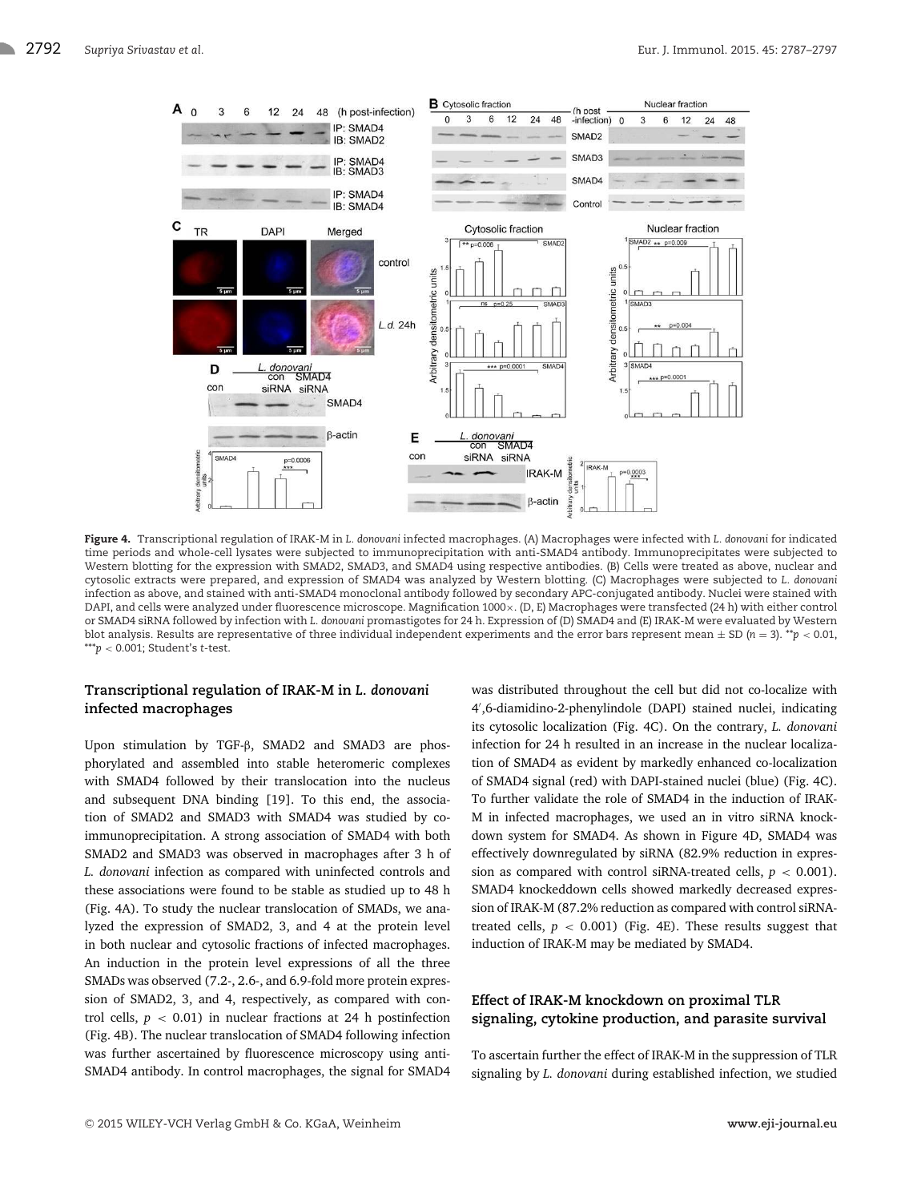**Figure 4.** Transcriptional regulation of IRAK-M in *L. donovani* infected macrophages. (A) Macrophages were infected with *L. donovani* for indicated time periods and whole-cell lysates were subjected to immunoprecipitation with anti-SMAD4 antibody. Immunoprecipitates were subjected to Western blotting for the expression with SMAD2, SMAD3, and SMAD4 using respective antibodies. (B) Cells were treated as above, nuclear and cytosolic extracts were prepared, and expression of SMAD4 was analyzed by Western blotting. (C) Macrophages were subjected to *L. donovani* infection as above, and stained with anti-SMAD4 monoclonal antibody followed by secondary APC-conjugated antibody. Nuclei were stained with DAPI, and cells were analyzed under fluorescence microscope. Magnification 1000×. (D, E) Macrophages were transfected (24 h) with either control or SMAD4 siRNA followed by infection with *L. donovani* promastigotes for 24 h. Expression of (D) SMAD4 and (E) IRAK-M were evaluated by Western blot analysis. Results are representative of three individual independent experiments and the error bars represent mean ± SD ($n = 3$). $^{**}p < 0.01$, $^{***}p < 0.001$; Student's *t*-test.

### Transcriptional regulation of IRAK-M in *L. donovani* infected macrophages

Upon stimulation by TGF-β, SMAD2 and SMAD3 are phosphorylated and assembled into stable heteromeric complexes with SMAD4 followed by their translocation into the nucleus and subsequent DNA binding [19]. To this end, the association of SMAD2 and SMAD3 with SMAD4 was studied by co-immunoprecipitation. A strong association of SMAD4 with both SMAD2 and SMAD3 was observed in macrophages after 3 h of *L. donovani* infection as compared with uninfected controls and these associations were found to be stable as studied up to 48 h (Fig. 4A). To study the nuclear translocation of SMADs, we analyzed the expression of SMAD2, 3, and 4 at the protein level in both nuclear and cytosolic fractions of infected macrophages. An induction in the protein level expressions of all the three SMADs was observed (7.2-, 2.6-, and 6.9-fold more protein expression of SMAD2, 3, and 4, respectively, as compared with control cells, $p < 0.01$) in nuclear fractions at 24 h postinfection (Fig. 4B). The nuclear translocation of SMAD4 following infection was further ascertained by fluorescence microscopy using anti-SMAD4 antibody. In control macrophages, the signal for SMAD4 was distributed throughout the cell but did not co-localize with 4′,6-diamidino-2-phenylindole (DAPI) stained nuclei, indicating its cytosolic localization (Fig. 4C). On the contrary, *L. donovani* infection for 24 h resulted in an increase in the nuclear localization of SMAD4 as evident by markedly enhanced co-localization of SMAD4 signal (red) with DAPI-stained nuclei (blue) (Fig. 4C). To further validate the role of SMAD4 in the induction of IRAK-M in infected macrophages, we used an in vitro siRNA knockdown system for SMAD4. As shown in Figure 4D, SMAD4 was effectively downregulated by siRNA (82.9% reduction in expression as compared with control siRNA-treated cells, $p < 0.001$). SMAD4 knockeddown cells showed markedly decreased expression of IRAK-M (87.2% reduction as compared with control siRNA-treated cells, $p < 0.001$) (Fig. 4E). These results suggest that induction of IRAK-M may be mediated by SMAD4.

### Effect of IRAK-M knockdown on proximal TLR signaling, cytokine production, and parasite survival

To ascertain further the effect of IRAK-M in the suppression of TLR signaling by *L. donovani* during established infection, we studied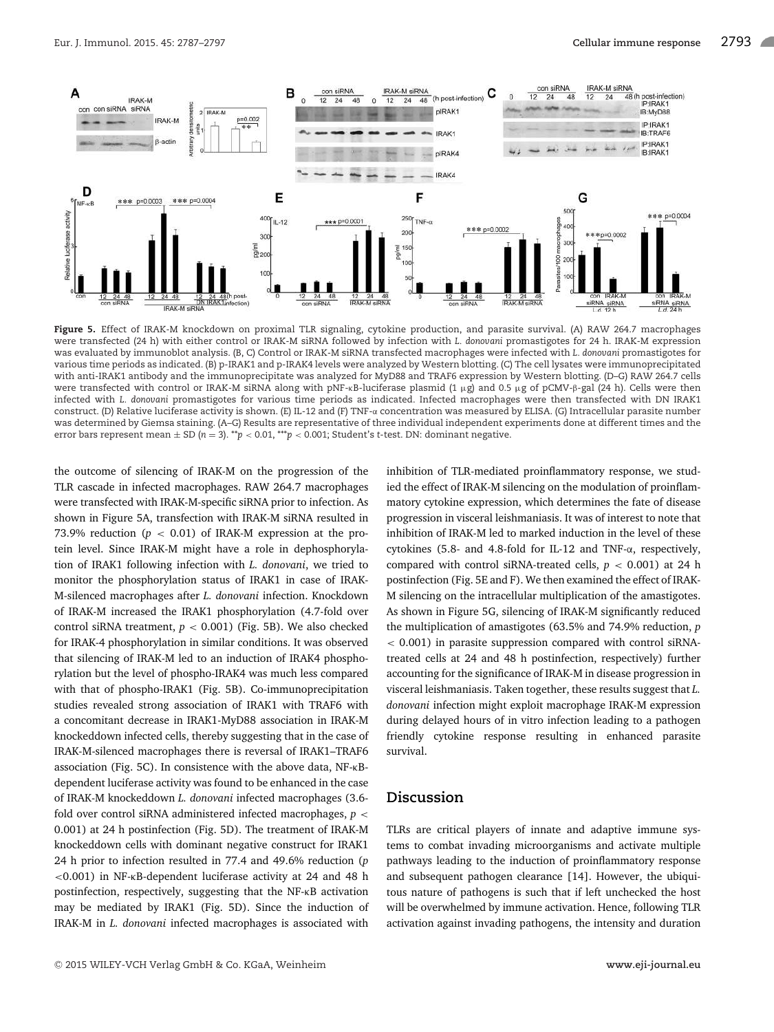**Figure 5.** Effect of IRAK-M knockdown on proximal TLR signaling, cytokine production, and parasite survival. (A) RAW 264.7 macrophages were transfected (24 h) with either control or IRAK-M siRNA followed by infection with *L. donovani* promastigotes for 24 h. IRAK-M expression was evaluated by immunoblot analysis. (B, C) Control or IRAK-M siRNA transfected macrophages were infected with *L. donovani* promastigotes for various time periods as indicated. (B) p-IRAK1 and p-IRAK4 levels were analyzed by Western blotting. (C) The cell lysates were immunoprecipitated with anti-IRAK1 antibody and the immunoprecipitate was analyzed for MyD88 and TRAF6 expression by Western blotting. (D–G) RAW 264.7 cells were transfected with control or IRAK-M siRNA along with pNF-κB-luciferase plasmid (1 μg) and 0.5 μg of pCMV-β-gal (24 h). Cells were then infected with *L. donovani* promastigotes for various time periods as indicated. Infected macrophages were then transfected with DN IRAK1 construct. (D) Relative luciferase activity is shown. (E) IL-12 and (F) TNF-α concentration was measured by ELISA. (G) Intracellular parasite number was determined by Giemsa staining. (A–G) Results are representative of three individual independent experiments done at different times and the error bars represent mean ± SD ($n = 3$). $^{**}p < 0.01$, $^{***}p < 0.001$; Student's *t*-test. DN: dominant negative.

the outcome of silencing of IRAK-M on the progression of the TLR cascade in infected macrophages. RAW 264.7 macrophages were transfected with IRAK-M-specific siRNA prior to infection. As shown in Figure 5A, transfection with IRAK-M siRNA resulted in 73.9% reduction ($p < 0.01$) of IRAK-M expression at the protein level. Since IRAK-M might have a role in dephosphorylation of IRAK1 following infection with *L. donovani*, we tried to monitor the phosphorylation status of IRAK1 in case of IRAK-M-silenced macrophages after *L. donovani* infection. Knockdown of IRAK-M increased the IRAK1 phosphorylation (4.7-fold over control siRNA treatment, $p < 0.001$) (Fig. 5B). We also checked for IRAK-4 phosphorylation in similar conditions. It was observed that silencing of IRAK-M led to an induction of IRAK4 phosphorylation but the level of phospho-IRAK4 was much less compared with that of phospho-IRAK1 (Fig. 5B). Co-immunoprecipitation studies revealed strong association of IRAK1 with TRAF6 with a concomitant decrease in IRAK1-MyD88 association in IRAK-M knockeddown infected cells, thereby suggesting that in the case of IRAK-M-silenced macrophages there is reversal of IRAK1–TRAF6 association (Fig. 5C). In consistence with the above data, NF-κB-dependent luciferase activity was found to be enhanced in the case of IRAK-M knockeddown *L. donovani* infected macrophages (3.6-fold over control siRNA administered infected macrophages, $p < 0.001$) at 24 h postinfection (Fig. 5D). The treatment of IRAK-M knockeddown cells with dominant negative construct for IRAK1 24 h prior to infection resulted in 77.4 and 49.6% reduction ($p < 0.001$) in NF-κB-dependent luciferase activity at 24 and 48 h postinfection, respectively, suggesting that the NF-κB activation may be mediated by IRAK1 (Fig. 5D). Since the induction of IRAK-M in *L. donovani* infected macrophages is associated with inhibition of TLR-mediated proinflammatory response, we studied the effect of IRAK-M silencing on the modulation of proinflammatory cytokine expression, which determines the fate of disease progression in visceral leishmaniasis. It was of interest to note that inhibition of IRAK-M led to marked induction in the level of these cytokines (5.8- and 4.8-fold for IL-12 and TNF-α, respectively, compared with control siRNA-treated cells, $p < 0.001$) at 24 h postinfection (Fig. 5E and F). We then examined the effect of IRAK-M silencing on the intracellular multiplication of the amastigotes. As shown in Figure 5G, silencing of IRAK-M significantly reduced the multiplication of amastigotes (63.5% and 74.9% reduction, $p < 0.001$) in parasite suppression compared with control siRNA-treated cells at 24 and 48 h postinfection, respectively) further accounting for the significance of IRAK-M in disease progression in visceral leishmaniasis. Taken together, these results suggest that *L. donovani* infection might exploit macrophage IRAK-M expression during delayed hours of in vitro infection leading to a pathogen friendly cytokine response resulting in enhanced parasite survival.

## Discussion

TLRs are critical players of innate and adaptive immune systems to combat invading microorganisms and activate multiple pathways leading to the induction of proinflammatory response and subsequent pathogen clearance [14]. However, the ubiquitous nature of pathogens is such that if left unchecked the host will be overwhelmed by immune activation. Hence, following TLR activation against invading pathogens, the intensity and duration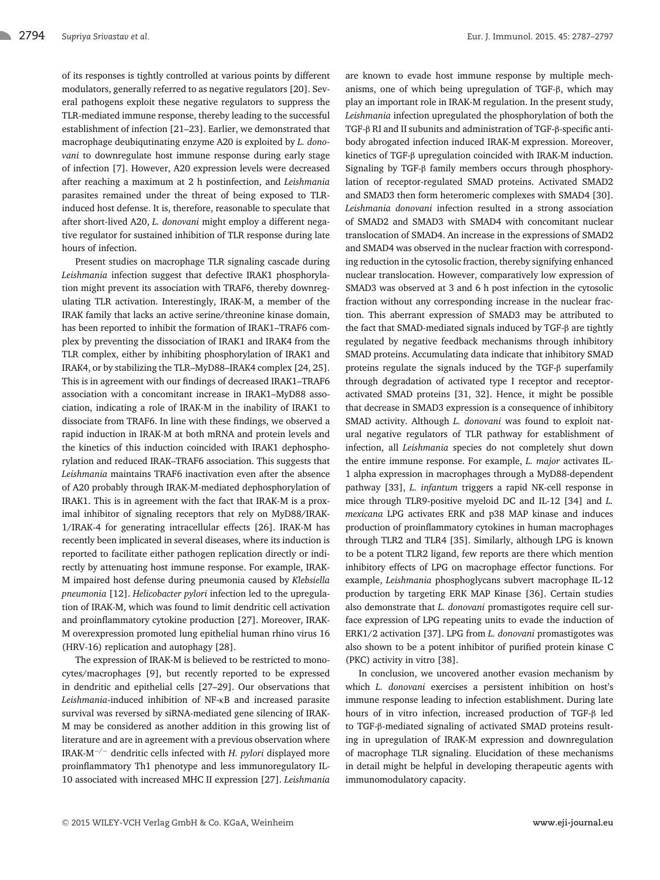of its responses is tightly controlled at various points by different modulators, generally referred to as negative regulators [20]. Several pathogens exploit these negative regulators to suppress the TLR-mediated immune response, thereby leading to the successful establishment of infection [21–23]. Earlier, we demonstrated that macrophage deubiquitinating enzyme A20 is exploited by *L. donovani* to downregulate host immune response during early stage of infection [7]. However, A20 expression levels were decreased after reaching a maximum at 2 h postinfection, and *Leishmania* parasites remained under the threat of being exposed to TLR-induced host defense. It is, therefore, reasonable to speculate that after short-lived A20, *L. donovani* might employ a different negative regulator for sustained inhibition of TLR response during late hours of infection.

Present studies on macrophage TLR signaling cascade during *Leishmania* infection suggest that defective IRAK1 phosphorylation might prevent its association with TRAF6, thereby downregulating TLR activation. Interestingly, IRAK-M, a member of the IRAK family that lacks an active serine/threonine kinase domain, has been reported to inhibit the formation of IRAK1–TRAF6 complex by preventing the dissociation of IRAK1 and IRAK4 from the TLR complex, either by inhibiting phosphorylation of IRAK1 and IRAK4, or by stabilizing the TLR–MyD88–IRAK4 complex [24, 25]. This is in agreement with our findings of decreased IRAK1–TRAF6 association with a concomitant increase in IRAK1–MyD88 association, indicating a role of IRAK-M in the inability of IRAK1 to dissociate from TRAF6. In line with these findings, we observed a rapid induction in IRAK-M at both mRNA and protein levels and the kinetics of this induction coincided with IRAK1 dephosphorylation and reduced IRAK–TRAF6 association. This suggests that *Leishmania* maintains TRAF6 inactivation even after the absence of A20 probably through IRAK-M-mediated dephosphorylation of IRAK1. This is in agreement with the fact that IRAK-M is a proximal inhibitor of signaling receptors that rely on MyD88/IRAK-1/IRAK-4 for generating intracellular effects [26]. IRAK-M has recently been implicated in several diseases, where its induction is reported to facilitate either pathogen replication directly or indirectly by attenuating host immune response. For example, IRAK-M impaired host defense during pneumonia caused by *Klebsiella pneumonia* [12]. *Helicobacter pylori* infection led to the upregulation of IRAK-M, which was found to limit dendritic cell activation and proinflammatory cytokine production [27]. Moreover, IRAK-M overexpression promoted lung epithelial human rhino virus 16 (HRV-16) replication and autophagy [28].

The expression of IRAK-M is believed to be restricted to monocytes/macrophages [9], but recently reported to be expressed in dendritic and epithelial cells [27–29]. Our observations that *Leishmania*-induced inhibition of NF-κB and increased parasite survival was reversed by siRNA-mediated gene silencing of IRAK-M may be considered as another addition in this growing list of literature and are in agreement with a previous observation where IRAK-M$^{-/-}$ dendritic cells infected with *H. pylori* displayed more proinflammatory Th1 phenotype and less immunoregulatory IL-10 associated with increased MHC II expression [27]. *Leishmania* are known to evade host immune response by multiple mechanisms, one of which being upregulation of TGF-β, which may play an important role in IRAK-M regulation. In the present study, *Leishmania* infection upregulated the phosphorylation of both the TGF-β RI and II subunits and administration of TGF-β-specific antibody abrogated infection induced IRAK-M expression. Moreover, kinetics of TGF-β upregulation coincided with IRAK-M induction. Signaling by TGF-β family members occurs through phosphorylation of receptor-regulated SMAD proteins. Activated SMAD2 and SMAD3 then form heteromeric complexes with SMAD4 [30]. *Leishmania donovani* infection resulted in a strong association of SMAD2 and SMAD3 with SMAD4 with concomitant nuclear translocation of SMAD4. An increase in the expressions of SMAD2 and SMAD4 was observed in the nuclear fraction with corresponding reduction in the cytosolic fraction, thereby signifying enhanced nuclear translocation. However, comparatively low expression of SMAD3 was observed at 3 and 6 h post infection in the cytosolic fraction without any corresponding increase in the nuclear fraction. This aberrant expression of SMAD3 may be attributed to the fact that SMAD-mediated signals induced by TGF-β are tightly regulated by negative feedback mechanisms through inhibitory SMAD proteins. Accumulating data indicate that inhibitory SMAD proteins regulate the signals induced by the TGF-β superfamily through degradation of activated type I receptor and receptor-activated SMAD proteins [31, 32]. Hence, it might be possible that decrease in SMAD3 expression is a consequence of inhibitory SMAD activity. Although *L. donovani* was found to exploit natural negative regulators of TLR pathway for establishment of infection, all *Leishmania* species do not completely shut down the entire immune response. For example, *L. major* activates IL-1 alpha expression in macrophages through a MyD88-dependent pathway [33], *L. infantum* triggers a rapid NK-cell response in mice through TLR9-positive myeloid DC and IL-12 [34] and *L. mexicana* LPG activates ERK and p38 MAP kinase and induces production of proinflammatory cytokines in human macrophages through TLR2 and TLR4 [35]. Similarly, although LPG is known to be a potent TLR2 ligand, few reports are there which mention inhibitory effects of LPG on macrophage effector functions. For example, *Leishmania* phosphoglycans subvert macrophage IL-12 production by targeting ERK MAP Kinase [36]. Certain studies also demonstrate that *L. donovani* promastigotes require cell surface expression of LPG repeating units to evade the induction of ERK1/2 activation [37]. LPG from *L. donovani* promastigotes was also shown to be a potent inhibitor of purified protein kinase C (PKC) activity in vitro [38].

In conclusion, we uncovered another evasion mechanism by which *L. donovani* exercises a persistent inhibition on host's immune response leading to infection establishment. During late hours of in vitro infection, increased production of TGF-β led to TGF-β-mediated signaling of activated SMAD proteins resulting in upregulation of IRAK-M expression and downregulation of macrophage TLR signaling. Elucidation of these mechanisms in detail might be helpful in developing therapeutic agents with immunomodulatory capacity.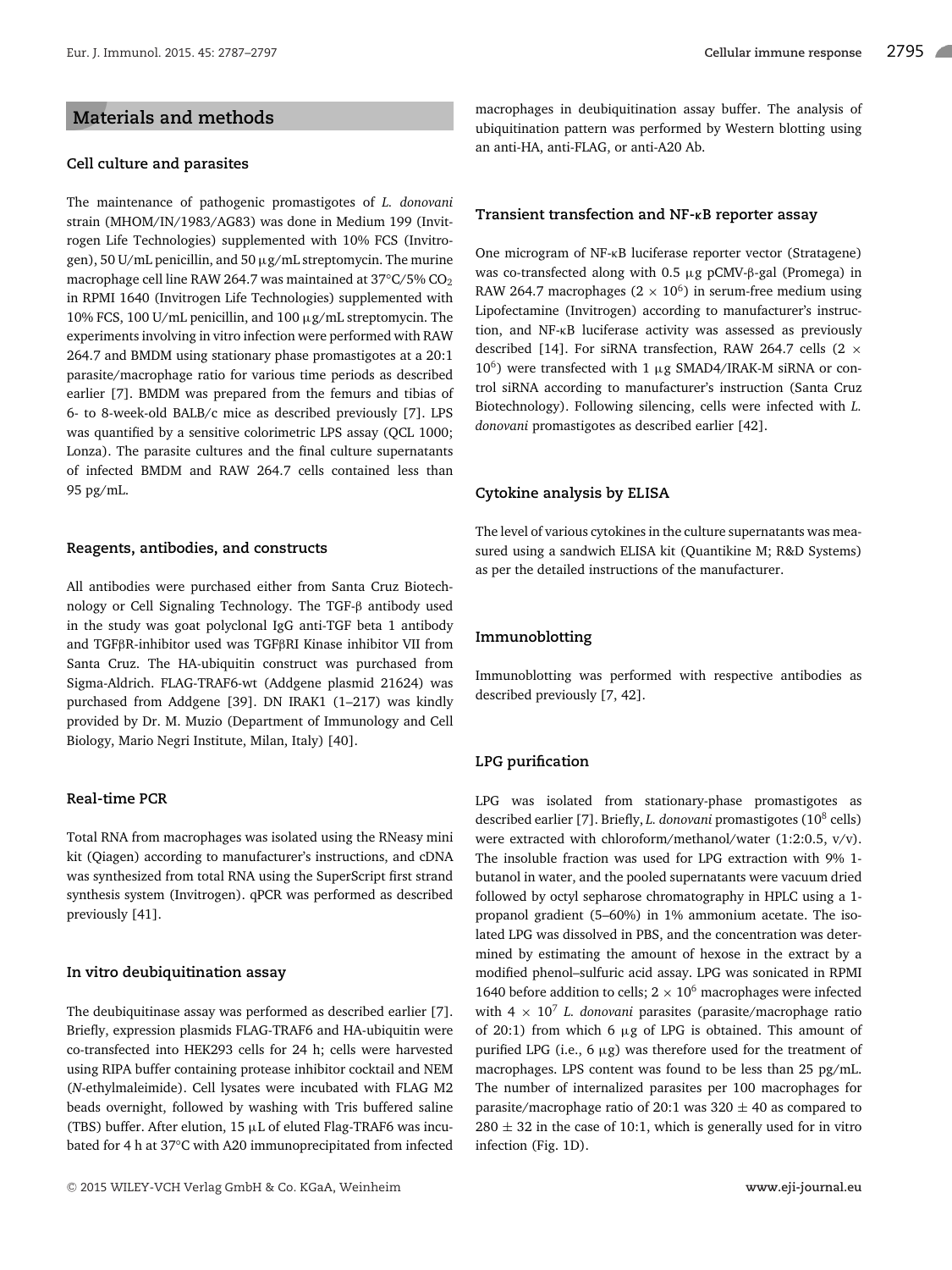## Materials and methods

### Cell culture and parasites

The maintenance of pathogenic promastigotes of *L. donovani* strain (MHOM/IN/1983/AG83) was done in Medium 199 (Invitrogen Life Technologies) supplemented with 10% FCS (Invitrogen), 50 U/mL penicillin, and 50 μg/mL streptomycin. The murine macrophage cell line RAW 264.7 was maintained at 37°C/5% $CO_2$ in RPMI 1640 (Invitrogen Life Technologies) supplemented with 10% FCS, 100 U/mL penicillin, and 100 μg/mL streptomycin. The experiments involving in vitro infection were performed with RAW 264.7 and BMDM using stationary phase promastigotes at a 20:1 parasite/macrophage ratio for various time periods as described earlier [7]. BMDM was prepared from the femurs and tibias of 6- to 8-week-old BALB/c mice as described previously [7]. LPS was quantified by a sensitive colorimetric LPS assay (QCL 1000; Lonza). The parasite cultures and the final culture supernatants of infected BMDM and RAW 264.7 cells contained less than 95 pg/mL.

### Reagents, antibodies, and constructs

All antibodies were purchased either from Santa Cruz Biotechnology or Cell Signaling Technology. The TGF-β antibody used in the study was goat polyclonal IgG anti-TGF beta 1 antibody and TGFβR-inhibitor used was TGFβRI Kinase inhibitor VII from Santa Cruz. The HA-ubiquitin construct was purchased from Sigma-Aldrich. FLAG-TRAF6-wt (Addgene plasmid 21624) was purchased from Addgene [39]. DN IRAK1 (1–217) was kindly provided by Dr. M. Muzio (Department of Immunology and Cell Biology, Mario Negri Institute, Milan, Italy) [40].

### Real-time PCR

Total RNA from macrophages was isolated using the RNeasy mini kit (Qiagen) according to manufacturer's instructions, and cDNA was synthesized from total RNA using the SuperScript first strand synthesis system (Invitrogen). qPCR was performed as described previously [41].

### In vitro deubiquitination assay

The deubiquitinase assay was performed as described earlier [7]. Briefly, expression plasmids FLAG-TRAF6 and HA-ubiquitin were co-transfected into HEK293 cells for 24 h; cells were harvested using RIPA buffer containing protease inhibitor cocktail and NEM (*N*-ethylmaleimide). Cell lysates were incubated with FLAG M2 beads overnight, followed by washing with Tris buffered saline (TBS) buffer. After elution, 15 μL of eluted Flag-TRAF6 was incubated for 4 h at 37°C with A20 immunoprecipitated from infected macrophages in deubiquitination assay buffer. The analysis of ubiquitination pattern was performed by Western blotting using an anti-HA, anti-FLAG, or anti-A20 Ab.

### Transient transfection and NF-κB reporter assay

One microgram of NF-κB luciferase reporter vector (Stratagene) was co-transfected along with 0.5 μg pCMV-β-gal (Promega) in RAW 264.7 macrophages ($2 \times 10^6$) in serum-free medium using Lipofectamine (Invitrogen) according to manufacturer's instruction, and NF-κB luciferase activity was assessed as previously described [14]. For siRNA transfection, RAW 264.7 cells ($2 \times 10^6$) were transfected with 1 μg SMAD4/IRAK-M siRNA or control siRNA according to manufacturer's instruction (Santa Cruz Biotechnology). Following silencing, cells were infected with *L. donovani* promastigotes as described earlier [42].

### Cytokine analysis by ELISA

The level of various cytokines in the culture supernatants was measured using a sandwich ELISA kit (Quantikine M; R&D Systems) as per the detailed instructions of the manufacturer.

### Immunoblotting

Immunoblotting was performed with respective antibodies as described previously [7, 42].

### LPG purification

LPG was isolated from stationary-phase promastigotes as described earlier [7]. Briefly, *L. donovani* promastigotes ($10^8$ cells) were extracted with chloroform/methanol/water (1:2:0.5, v/v). The insoluble fraction was used for LPG extraction with 9% 1-butanol in water, and the pooled supernatants were vacuum dried followed by octyl sepharose chromatography in HPLC using a 1-propanol gradient (5–60%) in 1% ammonium acetate. The isolated LPG was dissolved in PBS, and the concentration was determined by estimating the amount of hexose in the extract by a modified phenol–sulfuric acid assay. LPG was sonicated in RPMI 1640 before addition to cells; $2 \times 10^6$ macrophages were infected with $4 \times 10^7$ *L. donovani* parasites (parasite/macrophage ratio of 20:1) from which 6 μg of LPG is obtained. This amount of purified LPG (i.e., 6 μg) was therefore used for the treatment of macrophages. LPS content was found to be less than 25 pg/mL. The number of internalized parasites per 100 macrophages for parasite/macrophage ratio of 20:1 was $320 \pm 40$ as compared to $280 \pm 32$ in the case of 10:1, which is generally used for in vitro infection (Fig. 1D).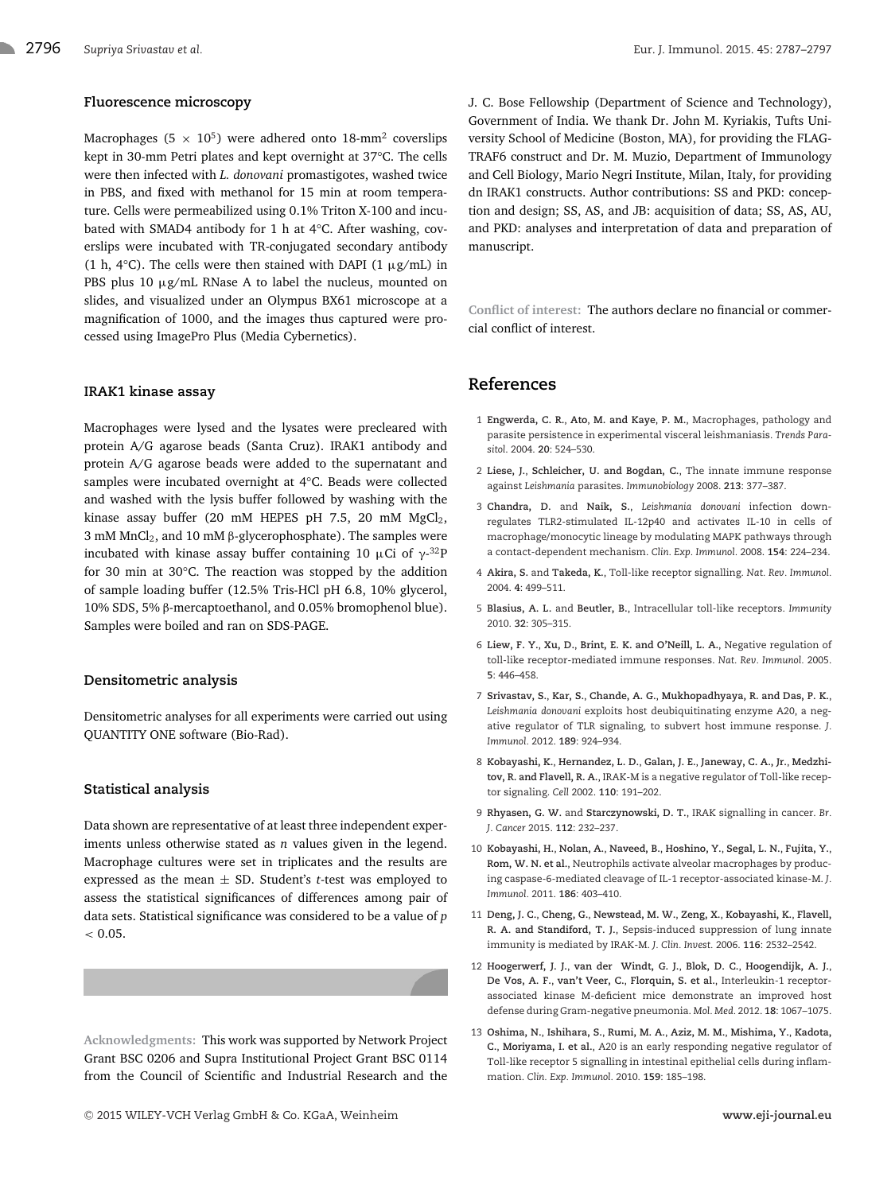### Fluorescence microscopy

Macrophages ($5 \times 10^5$) were adhered onto 18-mm$^2$ coverslips kept in 30-mm Petri plates and kept overnight at 37°C. The cells were then infected with *L. donovani* promastigotes, washed twice in PBS, and fixed with methanol for 15 min at room temperature. Cells were permeabilized using 0.1% Triton X-100 and incubated with SMAD4 antibody for 1 h at 4°C. After washing, coverslips were incubated with TR-conjugated secondary antibody (1 h, 4°C). The cells were then stained with DAPI (1 μg/mL) in PBS plus 10 μg/mL RNase A to label the nucleus, mounted on slides, and visualized under an Olympus BX61 microscope at a magnification of 1000, and the images thus captured were processed using ImagePro Plus (Media Cybernetics).

### IRAK1 kinase assay

Macrophages were lysed and the lysates were precleared with protein A/G agarose beads (Santa Cruz). IRAK1 antibody and protein A/G agarose beads were added to the supernatant and samples were incubated overnight at 4°C. Beads were collected and washed with the lysis buffer followed by washing with the kinase assay buffer (20 mM HEPES pH 7.5, 20 mM $MgCl_2$, 3 mM $MnCl_2$, and 10 mM β-glycerophosphate). The samples were incubated with kinase assay buffer containing 10 μCi of γ-$^{32}$P for 30 min at 30°C. The reaction was stopped by the addition of sample loading buffer (12.5% Tris-HCl pH 6.8, 10% glycerol, 10% SDS, 5% β-mercaptoethanol, and 0.05% bromophenol blue). Samples were boiled and ran on SDS-PAGE.

### Densitometric analysis

Densitometric analyses for all experiments were carried out using QUANTITY ONE software (Bio-Rad).

### Statistical analysis

Data shown are representative of at least three independent experiments unless otherwise stated as *n* values given in the legend. Macrophage cultures were set in triplicates and the results are expressed as the mean ± SD. Student's *t*-test was employed to assess the statistical significances of differences among pair of data sets. Statistical significance was considered to be a value of $p < 0.05$.

**Acknowledgments:** This work was supported by Network Project Grant BSC 0206 and Supra Institutional Project Grant BSC 0114 from the Council of Scientific and Industrial Research and the J. C. Bose Fellowship (Department of Science and Technology), Government of India. We thank Dr. John M. Kyriakis, Tufts University School of Medicine (Boston, MA), for providing the FLAG-TRAF6 construct and Dr. M. Muzio, Department of Immunology and Cell Biology, Mario Negri Institute, Milan, Italy, for providing dn IRAK1 constructs. Author contributions: SS and PKD: conception and design; SS, AS, and JB: acquisition of data; SS, AS, AU, and PKD: analyses and interpretation of data and preparation of manuscript.

**Conflict of interest:** The authors declare no financial or commercial conflict of interest.

## References

1 **Engwerda, C. R., Ato, M. and Kaye, P. M.**, Macrophages, pathology and parasite persistence in experimental visceral leishmaniasis. *Trends Parasitol.* 2004. **20**: 524–530.

2 **Liese, J., Schleicher, U. and Bogdan, C.**, The innate immune response against *Leishmania* parasites. *Immunobiology* 2008. **213**: 377–387.

3 **Chandra, D.** and **Naik, S.**, *Leishmania donovani* infection down-regulates TLR2-stimulated IL-12p40 and activates IL-10 in cells of macrophage/monocytic lineage by modulating MAPK pathways through a contact-dependent mechanism. *Clin. Exp. Immunol.* 2008. **154**: 224–234.

4 **Akira, S.** and **Takeda, K.**, Toll-like receptor signalling. *Nat. Rev. Immunol.* 2004. **4**: 499–511.

5 **Blasius, A. L.** and **Beutler, B.**, Intracellular toll-like receptors. *Immunity* 2010. **32**: 305–315.

6 **Liew, F. Y., Xu, D., Brint, E. K. and O'Neill, L. A.**, Negative regulation of toll-like receptor-mediated immune responses. *Nat. Rev. Immunol.* 2005. **5**: 446–458.

7 **Srivastav, S., Kar, S., Chande, A. G., Mukhopadhyaya, R. and Das, P. K.**, *Leishmania donovani* exploits host deubiquitinating enzyme A20, a negative regulator of TLR signaling, to subvert host immune response. *J. Immunol.* 2012. **189**: 924–934.

8 **Kobayashi, K., Hernandez, L. D., Galan, J. E., Janeway, C. A., Jr., Medzhitov, R. and Flavell, R. A.**, IRAK-M is a negative regulator of Toll-like receptor signaling. *Cell* 2002. **110**: 191–202.

9 **Rhyasen, G. W.** and **Starczynowski, D. T.**, IRAK signalling in cancer. *Br. J. Cancer* 2015. **112**: 232–237.

10 **Kobayashi, H., Nolan, A., Naveed, B., Hoshino, Y., Segal, L. N., Fujita, Y., Rom, W. N. et al.**, Neutrophils activate alveolar macrophages by producing caspase-6-mediated cleavage of IL-1 receptor-associated kinase-M. *J. Immunol.* 2011. **186**: 403–410.

11 **Deng, J. C., Cheng, G., Newstead, M. W., Zeng, X., Kobayashi, K., Flavell, R. A. and Standiford, T. J.**, Sepsis-induced suppression of lung innate immunity is mediated by IRAK-M. *J. Clin. Invest.* 2006. **116**: 2532–2542.

12 **Hoogerwerf, J. J., van der Windt, G. J., Blok, D. C., Hoogendijk, A. J., De Vos, A. F., van't Veer, C., Florquin, S. et al.**, Interleukin-1 receptor-associated kinase M-deficient mice demonstrate an improved host defense during Gram-negative pneumonia. *Mol. Med.* 2012. **18**: 1067–1075.

13 **Oshima, N., Ishihara, S., Rumi, M. A., Aziz, M. M., Mishima, Y., Kadota, C., Moriyama, I. et al.**, A20 is an early responding negative regulator of Toll-like receptor 5 signalling in intestinal epithelial cells during inflammation. *Clin. Exp. Immunol.* 2010. **159**: 185–198.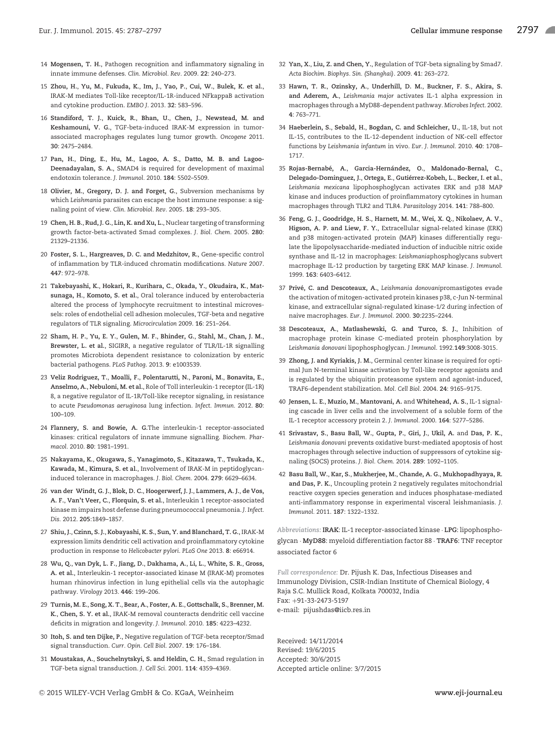14 **Mogensen, T. H.**, Pathogen recognition and inflammatory signaling in innate immune defenses. *Clin. Microbiol. Rev*. 2009. **22**: 240–273.

15 **Zhou, H., Yu, M., Fukuda, K., Im, J., Yao, P., Cui, W., Bulek, K. et al.**, IRAK-M mediates Toll-like receptor/IL-1R-induced NFkappaB activation and cytokine production. *EMBO J*. 2013. **32**: 583–596.

16 **Standiford, T. J., Kuick, R., Bhan, U., Chen, J., Newstead, M. and Keshamouni, V. G.**, TGF-beta-induced IRAK-M expression in tumor-associated macrophages regulates lung tumor growth. *Oncogene* 2011. **30**: 2475–2484.

17 **Pan, H., Ding, E., Hu, M., Lagoo, A. S., Datto, M. B. and Lagoo-Deenadayalan, S. A.**, SMAD4 is required for development of maximal endotoxin tolerance. *J. Immunol*. 2010. **184**: 5502–5509.

18 **Olivier, M., Gregory, D. J. and Forget, G.**, Subversion mechanisms by which *Leishmania* parasites can escape the host immune response: a signaling point of view. *Clin. Microbiol. Rev*. 2005. **18**: 293–305.

19 **Chen, H. B., Rud, J. G., Lin, K. and Xu, L.**, Nuclear targeting of transforming growth factor-beta-activated Smad complexes. *J. Biol. Chem*. 2005. **280**: 21329–21336.

20 **Foster, S. L., Hargreaves, D. C. and Medzhitov, R.**, Gene-specific control of inflammation by TLR-induced chromatin modifications. *Nature* 2007. **447**: 972–978.

21 **Takebayashi, K., Hokari, R., Kurihara, C., Okada, Y., Okudaira, K., Matsunaga, H., Komoto, S. et al.**, Oral tolerance induced by enterobacteria altered the process of lymphocyte recruitment to intestinal microvessels: roles of endothelial cell adhesion molecules, TGF-beta and negative regulators of TLR signaling. *Microcirculation* 2009. **16**: 251–264.

22 **Sham, H. P., Yu, E. Y., Gulen, M. F., Bhinder, G., Stahl, M., Chan, J. M., Brewster, L. et al.**, SIGIRR, a negative regulator of TLR/IL-1R signalling promotes Microbiota dependent resistance to colonization by enteric bacterial pathogens. *PLoS Pathog*. 2013. **9**: e1003539.

23 **Veliz Rodriguez, T., Moalli, F., Polentarutti, N., Paroni, M., Bonavita, E., Anselmo, A., Nebuloni, M. et al.**, Role of Toll interleukin-1 receptor (IL-1R) 8, a negative regulator of IL-1R/Toll-like receptor signaling, in resistance to acute *Pseudomonas aeruginosa* lung infection. *Infect. Immun*. 2012. **80**: 100–109.

24 **Flannery, S. and Bowie, A. G.**The interleukin-1 receptor-associated kinases: critical regulators of innate immune signalling. *Biochem. Pharmacol*. 2010. **80**: 1981–1991.

25 **Nakayama, K., Okugawa, S., Yanagimoto, S., Kitazawa, T., Tsukada, K., Kawada, M., Kimura, S. et al.**, Involvement of IRAK-M in peptidoglycan-induced tolerance in macrophages. *J. Biol. Chem*. 2004. **279**: 6629–6634.

26 **van der Windt, G. J., Blok, D. C., Hoogerwerf, J. J., Lammers, A. J., de Vos, A. F., Van't Veer, C., Florquin, S. et al.**, Interleukin 1 receptor-associated kinase m impairs host defense during pneumococcal pneumonia. *J. Infect. Dis*. 2012. **205**:1849–1857.

27 **Shiu, J., Czinn, S. J., Kobayashi, K. S., Sun, Y. and Blanchard, T. G.**, IRAK-M expression limits dendritic cell activation and proinflammatory cytokine production in response to *Helicobacter pylori*. *PLoS One* 2013. **8**: e66914.

28 **Wu, Q., van Dyk, L. F., Jiang, D., Dakhama, A., Li, L., White, S. R., Gross, A. et al.**, Interleukin-1 receptor-associated kinase M (IRAK-M) promotes human rhinovirus infection in lung epithelial cells via the autophagic pathway. *Virology* 2013. **446**: 199–206.

29 **Turnis, M. E., Song, X. T., Bear, A., Foster, A. E., Gottschalk, S., Brenner, M. K., Chen, S. Y. et al.**, IRAK-M removal counteracts dendritic cell vaccine deficits in migration and longevity. *J. Immunol*. 2010. **185**: 4223–4232.

30 **Itoh, S. and ten Dijke, P.**, Negative regulation of TGF-beta receptor/Smad signal transduction. *Curr. Opin. Cell Biol*. 2007. **19**: 176–184.

31 **Moustakas, A., Souchelnytskyi, S. and Heldin, C. H.**, Smad regulation in TGF-beta signal transduction. *J. Cell Sci*. 2001. **114**: 4359–4369.

32 **Yan, X., Liu, Z. and Chen, Y.**, Regulation of TGF-beta signaling by Smad7. *Acta Biochim. Biophys. Sin. (Shanghai)*. 2009. **41**: 263–272.

33 **Hawn, T. R., Ozinsky, A., Underhill, D. M., Buckner, F. S., Akira, S. and Aderem, A.**, *Leishmania major* activates IL-1 alpha expression in macrophages through a MyD88-dependent pathway. *Microbes Infect*. 2002. **4**: 763–771.

34 **Haeberlein, S., Sebald, H., Bogdan, C. and Schleicher, U.**, IL-18, but not IL-15, contributes to the IL-12-dependent induction of NK-cell effector functions by *Leishmania infantum* in vivo. *Eur. J. Immunol*. 2010. **40**: 1708–1717.

35 **Rojas-Bernabé, A., Garcia-Hernández, O., Maldonado-Bernal, C., Delegado-Dominguez, J., Ortega, E., Gutiérrez-Kobeh, L., Becker, I. et al.**, *Leishmania mexicana* lipophosphoglycan activates ERK and p38 MAP kinase and induces production of proinflammatory cytokines in human macrophages through TLR2 and TLR4. *Parasitology* 2014. **141**: 788–800.

36 **Feng, G. J., Goodridge, H. S., Harnett, M. M., Wei, X. Q., Nikolaev, A. V., Higson, A. P. and Liew, F. Y.**, Extracellular signal-related kinase (ERK) and p38 mitogen-activated protein (MAP) kinases differentially regulate the lipopolysaccharide-mediated induction of inducible nitric oxide synthase and IL-12 in macrophages: *Leishmania*phosphoglycans subvert macrophage IL-12 production by targeting ERK MAP kinase. *J. Immunol*. 1999. **163**: 6403–6412.

37 **Privé, C. and Descoteaux, A.**, *Leishmania donovani*promastigotes evade the activation of mitogen-activated protein kinases p38, c-Jun N-terminal kinase, and extracellular signal-regulated kinase-1/2 during infection of naive macrophages. *Eur. J. Immunol*. 2000. **30**:2235–2244.

38 **Descoteaux, A., Matlashewski, G. and Turco, S. J.**, Inhibition of macrophage protein kinase C-mediated protein phosphorylation by *Leishmania donovani* lipophosphoglycan. *J Immunol*. 1992.**149**:3008-3015.

39 **Zhong, J. and Kyriakis, J. M.**, Germinal center kinase is required for optimal Jun N-terminal kinase activation by Toll-like receptor agonists and is regulated by the ubiquitin proteasome system and agonist-induced, TRAF6-dependent stabilization. *Mol. Cell Biol*. 2004. **24**: 9165–9175.

40 **Jensen, L. E., Muzio, M., Mantovani, A.** and **Whitehead, A. S.**, IL-1 signaling cascade in liver cells and the involvement of a soluble form of the IL-1 receptor accessory protein 2. *J. Immunol*. 2000. **164**: 5277–5286.

41 **Srivastav, S., Basu Ball, W., Gupta, P., Giri, J., Ukil, A.** and **Das, P. K.**, *Leishmania donovani* prevents oxidative burst-mediated apoptosis of host macrophages through selective induction of suppressors of cytokine signaling (SOCS) proteins. *J. Biol. Chem*. 2014. **289**: 1092–1105.

42 **Basu Ball, W., Kar, S., Mukherjee, M., Chande, A. G., Mukhopadhyaya, R. and Das, P. K.**, Uncoupling protein 2 negatively regulates mitochondrial reactive oxygen species generation and induces phosphatase-mediated anti-inflammatory response in experimental visceral leishmaniasis. *J. Immunol*. 2011. **187**: 1322–1332.

*Abbreviations:* **IRAK**: IL-1 receptor-associated kinase · **LPG**: lipophosphoglycan · **MyD88**: myeloid differentiation factor 88 · **TRAF6**: TNF receptor associated factor 6

*Full correspondence:* Dr. Pijush K. Das, Infectious Diseases and Immunology Division, CSIR-Indian Institute of Chemical Biology, 4 Raja S.C. Mullick Road, Kolkata 700032, India
Fax: +91-33-2473-5197
e-mail: pijushdas@iicb.res.in

Received: 14/11/2014
Revised: 19/6/2015
Accepted: 30/6/2015
Accepted article online: 3/7/2015